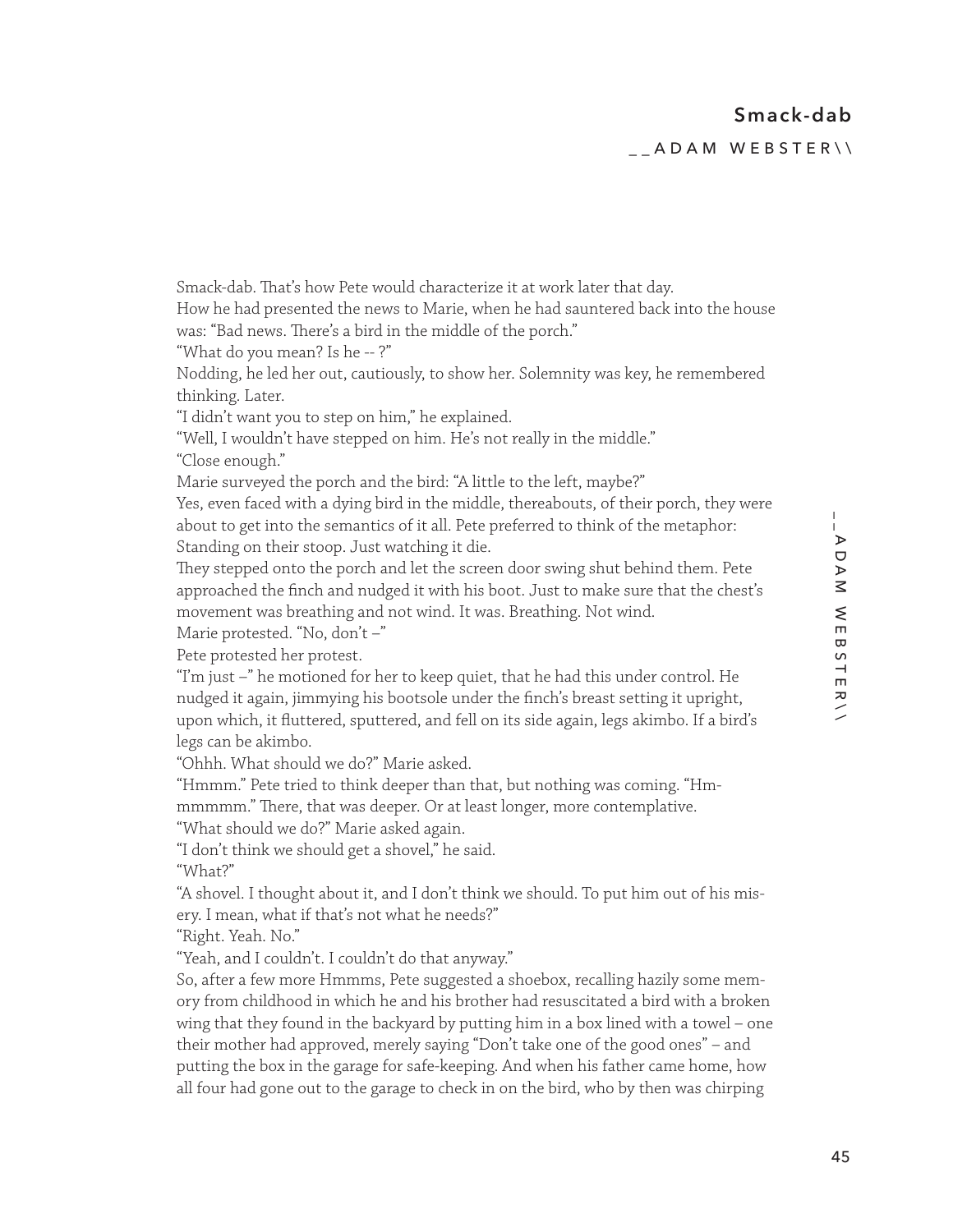# Smack-dab

__ADAM WEBSTER\\

Smack-dab. That's how Pete would characterize it at work later that day.

How he had presented the news to Marie, when he had sauntered back into the house was: "Bad news. There's a bird in the middle of the porch."

"What do you mean? Is he -- ?"

Nodding, he led her out, cautiously, to show her. Solemnity was key, he remembered thinking. Later.

"I didn't want you to step on him," he explained.

"Well, I wouldn't have stepped on him. He's not really in the middle."

"Close enough."

Marie surveyed the porch and the bird: "A little to the left, maybe?"

Yes, even faced with a dying bird in the middle, thereabouts, of their porch, they were about to get into the semantics of it all. Pete preferred to think of the metaphor: Standing on their stoop. Just watching it die.

They stepped onto the porch and let the screen door swing shut behind them. Pete approached the finch and nudged it with his boot. Just to make sure that the chest's movement was breathing and not wind. It was. Breathing. Not wind.

Marie protested. "No, don't –"

Pete protested her protest.

"I'm just –" he motioned for her to keep quiet, that he had this under control. He nudged it again, jimmying his bootsole under the finch's breast setting it upright, upon which, it fluttered, sputtered, and fell on its side again, legs akimbo. If a bird's legs can be akimbo.

"Ohhh. What should we do?" Marie asked.

"Hmmm." Pete tried to think deeper than that, but nothing was coming. "Hm-mmmmm." There, that was deeper. Or at least longer, more contemplative.

"What should we do?" Marie asked again.

"I don't think we should get a shovel," he said.

"What?"

"A shovel. I thought about it, and I don't think we should. To put him out of his misery. I mean, what if that's not what he needs?"

"Right. Yeah. No."

"Yeah, and I couldn't. I couldn't do that anyway."

So, after a few more Hmmms, Pete suggested a shoebox, recalling hazily some memory from childhood in which he and his brother had resuscitated a bird with a broken wing that they found in the backyard by putting him in a box lined with a towel – one their mother had approved, merely saying "Don't take one of the good ones" – and putting the box in the garage for safe-keeping. And when his father came home, how all four had gone out to the garage to check in on the bird, who by then was chirping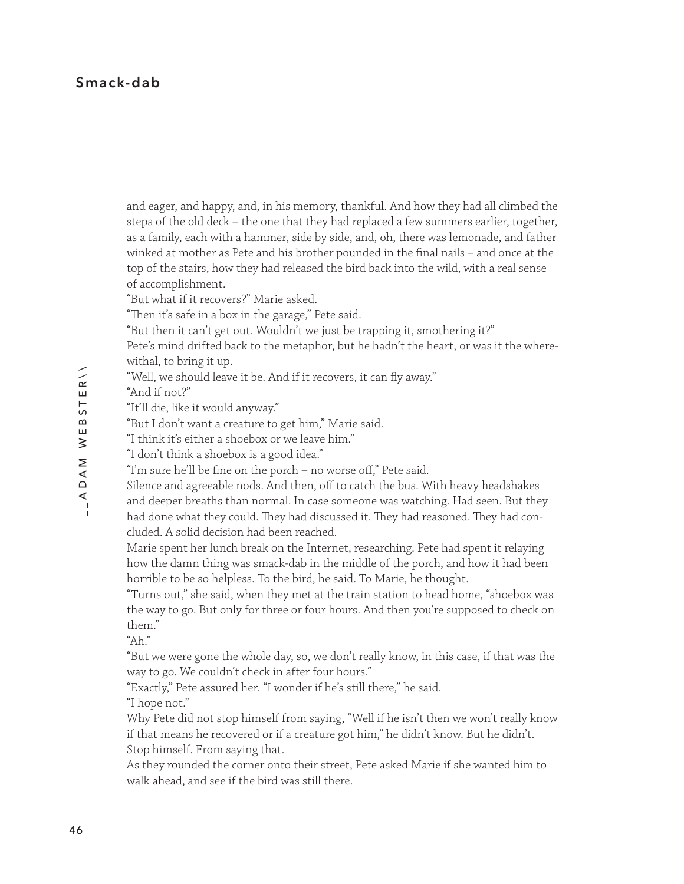## Smack-dab

and eager, and happy, and, in his memory, thankful. And how they had all climbed the steps of the old deck – the one that they had replaced a few summers earlier, together, as a family, each with a hammer, side by side, and, oh, there was lemonade, and father winked at mother as Pete and his brother pounded in the final nails – and once at the top of the stairs, how they had released the bird back into the wild, with a real sense of accomplishment.

"But what if it recovers?" Marie asked.

"Then it's safe in a box in the garage," Pete said.

"But then it can't get out. Wouldn't we just be trapping it, smothering it?"

Pete's mind drifted back to the metaphor, but he hadn't the heart, or was it the wherewithal, to bring it up.

"Well, we should leave it be. And if it recovers, it can fly away."

"And if not?"

"It'll die, like it would anyway."

"But I don't want a creature to get him," Marie said.

"I think it's either a shoebox or we leave him."

"I don't think a shoebox is a good idea."

"I'm sure he'll be fine on the porch – no worse off," Pete said.

Silence and agreeable nods. And then, off to catch the bus. With heavy headshakes and deeper breaths than normal. In case someone was watching. Had seen. But they had done what they could. They had discussed it. They had reasoned. They had concluded. A solid decision had been reached.

Marie spent her lunch break on the Internet, researching. Pete had spent it relaying how the damn thing was smack-dab in the middle of the porch, and how it had been horrible to be so helpless. To the bird, he said. To Marie, he thought.

"Turns out," she said, when they met at the train station to head home, "shoebox was the way to go. But only for three or four hours. And then you're supposed to check on them."

"Ah."

"But we were gone the whole day, so, we don't really know, in this case, if that was the way to go. We couldn't check in after four hours."

"Exactly," Pete assured her. "I wonder if he's still there," he said.

"I hope not."

Why Pete did not stop himself from saying, "Well if he isn't there then we won't really know if that means he recovered or if a creature got him," he didn't know. But he didn't. Stop himself. From saying that.

As they rounded the corner onto their street, Pete asked Marie if she wanted him to walk ahead, and see if the bird was still there.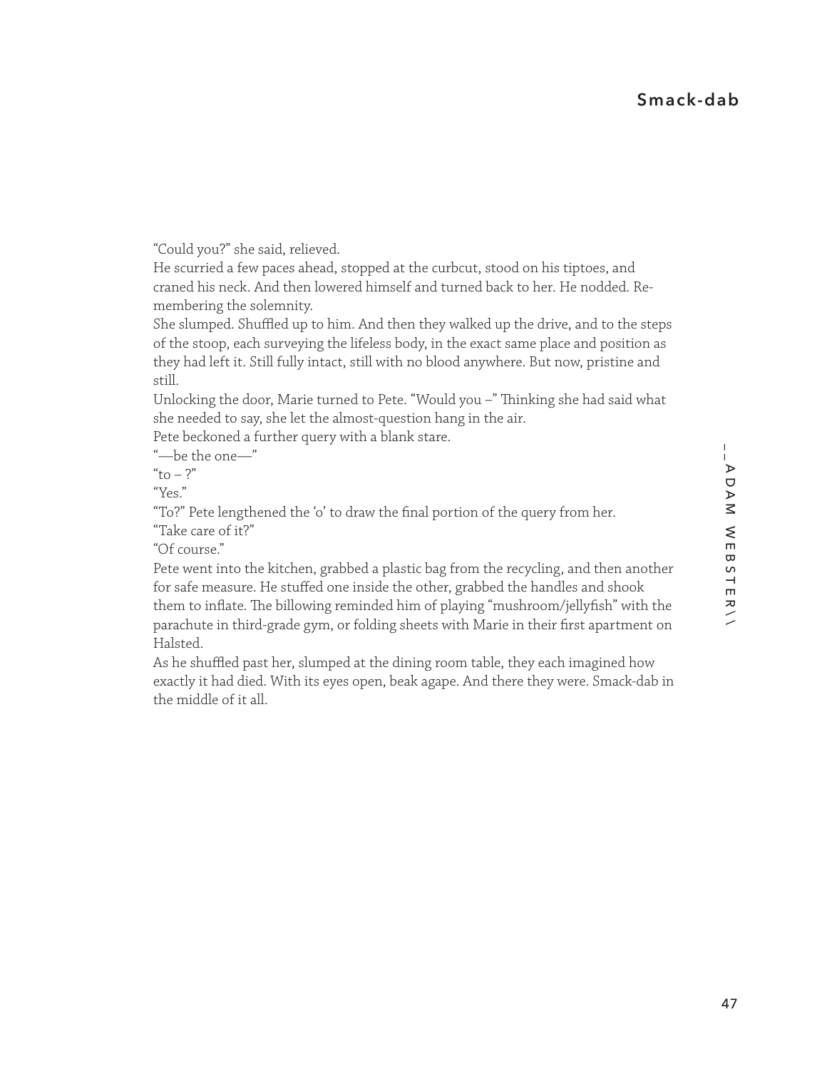"Could you?" she said, relieved.

He scurried a few paces ahead, stopped at the curbcut, stood on his tiptoes, and craned his neck. And then lowered himself and turned back to her. He nodded. Remembering the solemnity.

She slumped. Shuffled up to him. And then they walked up the drive, and to the steps of the stoop, each surveying the lifeless body, in the exact same place and position as they had left it. Still fully intact, still with no blood anywhere. But now, pristine and still.

Unlocking the door, Marie turned to Pete. "Would you –" Thinking she had said what she needed to say, she let the almost-question hang in the air.

Pete beckoned a further query with a blank stare.

"—be the one—"

"to – ?"

"Yes."

"To?" Pete lengthened the 'o' to draw the final portion of the query from her.

"Take care of it?"

"Of course."

Pete went into the kitchen, grabbed a plastic bag from the recycling, and then another for safe measure. He stuffed one inside the other, grabbed the handles and shook them to inflate. The billowing reminded him of playing "mushroom/jellyfish" with the parachute in third-grade gym, or folding sheets with Marie in their first apartment on Halsted.

As he shuffled past her, slumped at the dining room table, they each imagined how exactly it had died. With its eyes open, beak agape. And there they were. Smack-dab in the middle of it all.